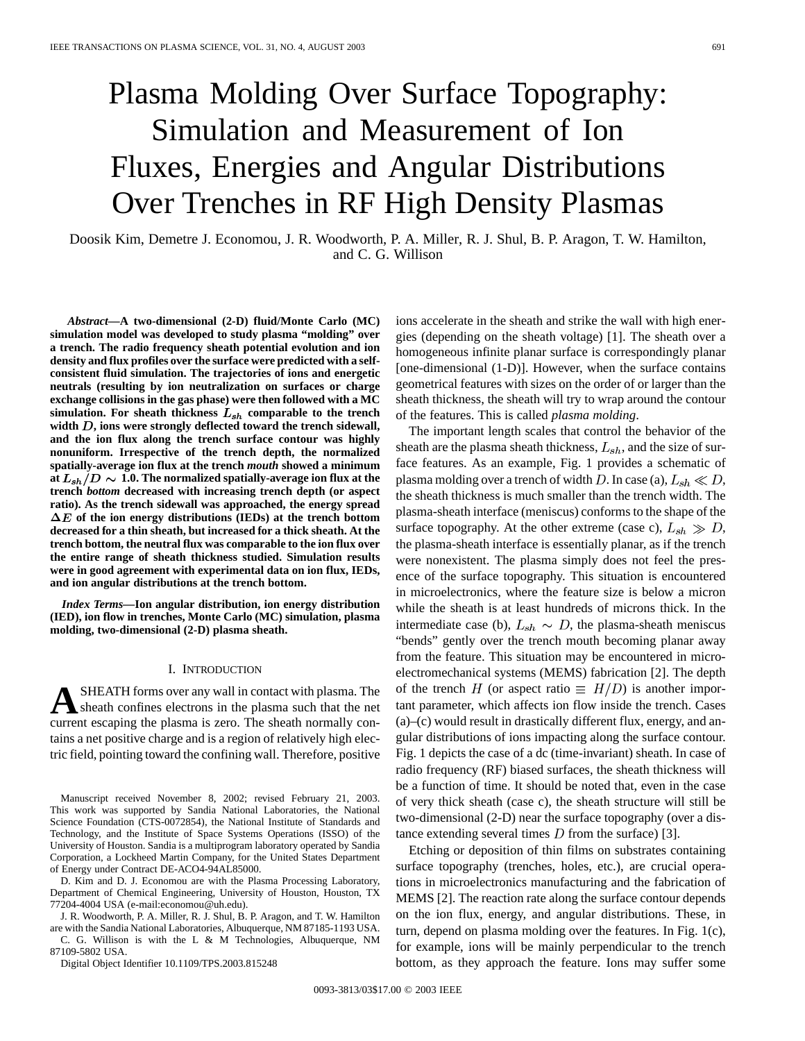# Plasma Molding Over Surface Topography: Simulation and Measurement of Ion Fluxes, Energies and Angular Distributions Over Trenches in RF High Density Plasmas

Doosik Kim, Demetre J. Economou, J. R. Woodworth, P. A. Miller, R. J. Shul, B. P. Aragon, T. W. Hamilton, and C. G. Willison

***Abstract*—A two-dimensional (2-D) fluid/Monte Carlo (MC) simulation model was developed to study plasma "molding" over a trench. The radio frequency sheath potential evolution and ion density and flux profiles over the surface were predicted with a self-consistent fluid simulation. The trajectories of ions and energetic neutrals (resulting by ion neutralization on surfaces or charge exchange collisions in the gas phase) were then followed with a MC simulation. For sheath thickness $L_{sh}$ comparable to the trench width $D$, ions were strongly deflected toward the trench sidewall, and the ion flux along the trench surface contour was highly nonuniform. Irrespective of the trench depth, the normalized spatially-average ion flux at the trench *mouth* showed a minimum at $L_{sh}/D \sim 1.0$. The normalized spatially-average ion flux at the trench *bottom* decreased with increasing trench depth (or aspect ratio). As the trench sidewall was approached, the energy spread $\Delta E$ of the ion energy distributions (IEDs) at the trench bottom decreased for a thin sheath, but increased for a thick sheath. At the trench bottom, the neutral flux was comparable to the ion flux over the entire range of sheath thickness studied. Simulation results were in good agreement with experimental data on ion flux, IEDs, and ion angular distributions at the trench bottom.**

***Index Terms*—Ion angular distribution, ion energy distribution (IED), ion flow in trenches, Monte Carlo (MC) simulation, plasma molding, two-dimensional (2-D) plasma sheath.**

## I. Introduction

A SHEATH forms over any wall in contact with plasma. The sheath confines electrons in the plasma such that the net current escaping the plasma is zero. The sheath normally contains a net positive charge and is a region of relatively high electric field, pointing toward the confining wall. Therefore, positive ions accelerate in the sheath and strike the wall with high energies (depending on the sheath voltage) [1]. The sheath over a homogeneous infinite planar surface is correspondingly planar [one-dimensional (1-D)]. However, when the surface contains geometrical features with sizes on the order of or larger than the sheath thickness, the sheath will try to wrap around the contour of the features. This is called *plasma molding*.

The important length scales that control the behavior of the sheath are the plasma sheath thickness, $L_{sh}$, and the size of surface features. As an example, Fig. 1 provides a schematic of plasma molding over a trench of width $D$. In case (a), $L_{sh} \ll D$, the sheath thickness is much smaller than the trench width. The plasma-sheath interface (meniscus) conforms to the shape of the surface topography. At the other extreme (case c), $L_{sh} \gg D$, the plasma-sheath interface is essentially planar, as if the trench were nonexistent. The plasma simply does not feel the presence of the surface topography. This situation is encountered in microelectronics, where the feature size is below a micron while the sheath is at least hundreds of microns thick. In the intermediate case (b), $L_{sh} \sim D$, the plasma-sheath meniscus "bends" gently over the trench mouth becoming planar away from the feature. This situation may be encountered in microelectromechanical systems (MEMS) fabrication [2]. The depth of the trench $H$ (or aspect ratio $\equiv H/D$) is another important parameter, which affects ion flow inside the trench. Cases (a)–(c) would result in drastically different flux, energy, and angular distributions of ions impacting along the surface contour. Fig. 1 depicts the case of a dc (time-invariant) sheath. In case of radio frequency (RF) biased surfaces, the sheath thickness will be a function of time. It should be noted that, even in the case of very thick sheath (case c), the sheath structure will still be two-dimensional (2-D) near the surface topography (over a distance extending several times $D$ from the surface) [3].

Etching or deposition of thin films on substrates containing surface topography (trenches, holes, etc.), are crucial operations in microelectronics manufacturing and the fabrication of MEMS [2]. The reaction rate along the surface contour depends on the ion flux, energy, and angular distributions. These, in turn, depend on plasma molding over the features. In Fig. 1(c), for example, ions will be mainly perpendicular to the trench bottom, as they approach the feature. Ions may suffer some

Manuscript received November 8, 2002; revised February 21, 2003. This work was supported by Sandia National Laboratories, the National Science Foundation (CTS-0072854), the National Institute of Standards and Technology, and the Institute of Space Systems Operations (ISSO) of the University of Houston. Sandia is a multiprogram laboratory operated by Sandia Corporation, a Lockheed Martin Company, for the United States Department of Energy under Contract DE-ACO4-94AL85000.

D. Kim and D. J. Economou are with the Plasma Processing Laboratory, Department of Chemical Engineering, University of Houston, Houston, TX 77204-4004 USA (e-mail:economou@uh.edu).

J. R. Woodworth, P. A. Miller, R. J. Shul, B. P. Aragon, and T. W. Hamilton are with the Sandia National Laboratories, Albuquerque, NM 87185-1193 USA.

C. G. Willison is with the L & M Technologies, Albuquerque, NM 87109-5802 USA.

Digital Object Identifier 10.1109/TPS.2003.815248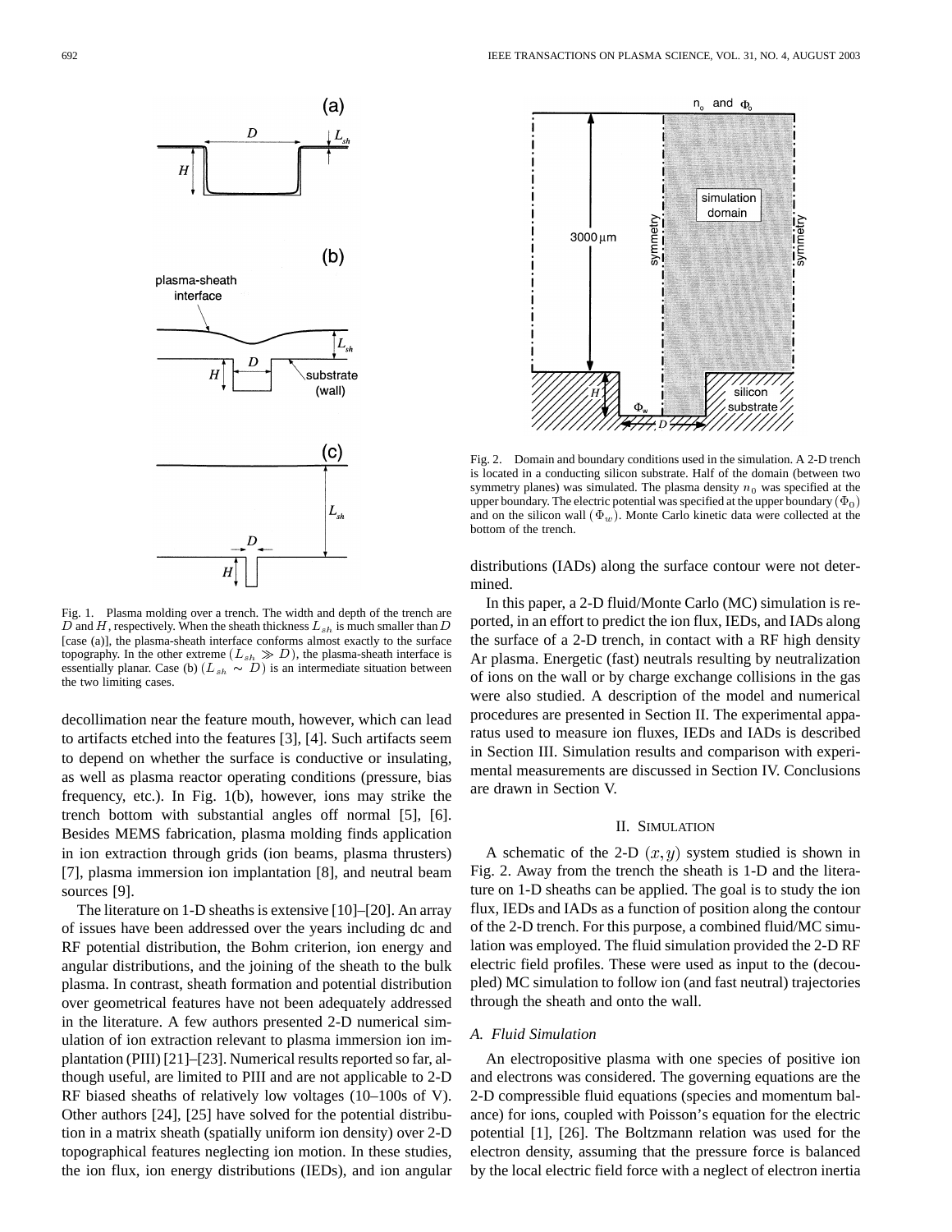Fig. 1. Plasma molding over a trench. The width and depth of the trench are $D$ and $H$, respectively. When the sheath thickness $L_{sh}$ is much smaller than $D$ [case (a)], the plasma-sheath interface conforms almost exactly to the surface topography. In the other extreme $(L_{sh} \gg D)$, the plasma-sheath interface is essentially planar. Case (b) $(L_{sh} \sim D)$ is an intermediate situation between the two limiting cases.

decollimation near the feature mouth, however, which can lead to artifacts etched into the features [3], [4]. Such artifacts seem to depend on whether the surface is conductive or insulating, as well as plasma reactor operating conditions (pressure, bias frequency, etc.). In Fig. 1(b), however, ions may strike the trench bottom with substantial angles off normal [5], [6]. Besides MEMS fabrication, plasma molding finds application in ion extraction through grids (ion beams, plasma thrusters) [7], plasma immersion ion implantation [8], and neutral beam sources [9].

The literature on 1-D sheaths is extensive [10]–[20]. An array of issues have been addressed over the years including dc and RF potential distribution, the Bohm criterion, ion energy and angular distributions, and the joining of the sheath to the bulk plasma. In contrast, sheath formation and potential distribution over geometrical features have not been adequately addressed in the literature. A few authors presented 2-D numerical simulation of ion extraction relevant to plasma immersion ion implantation (PIII) [21]–[23]. Numerical results reported so far, although useful, are limited to PIII and are not applicable to 2-D RF biased sheaths of relatively low voltages (10–100s of V). Other authors [24], [25] have solved for the potential distribution in a matrix sheath (spatially uniform ion density) over 2-D topographical features neglecting ion motion. In these studies, the ion flux, ion energy distributions (IEDs), and ion angular distributions (IADs) along the surface contour were not determined.

Fig. 2. Domain and boundary conditions used in the simulation. A 2-D trench is located in a conducting silicon substrate. Half of the domain (between two symmetry planes) was simulated. The plasma density $n_0$ was specified at the upper boundary. The electric potential was specified at the upper boundary $(\Phi_0)$ and on the silicon wall $(\Phi_w)$. Monte Carlo kinetic data were collected at the bottom of the trench.

In this paper, a 2-D fluid/Monte Carlo (MC) simulation is reported, in an effort to predict the ion flux, IEDs, and IADs along the surface of a 2-D trench, in contact with a RF high density Ar plasma. Energetic (fast) neutrals resulting by neutralization of ions on the wall or by charge exchange collisions in the gas were also studied. A description of the model and numerical procedures are presented in Section II. The experimental apparatus used to measure ion fluxes, IEDs and IADs is described in Section III. Simulation results and comparison with experimental measurements are discussed in Section IV. Conclusions are drawn in Section V.

## II. Simulation

A schematic of the 2-D $(x, y)$ system studied is shown in Fig. 2. Away from the trench the sheath is 1-D and the literature on 1-D sheaths can be applied. The goal is to study the ion flux, IEDs and IADs as a function of position along the contour of the 2-D trench. For this purpose, a combined fluid/MC simulation was employed. The fluid simulation provided the 2-D RF electric field profiles. These were used as input to the (decoupled) MC simulation to follow ion (and fast neutral) trajectories through the sheath and onto the wall.

### A. Fluid Simulation

An electropositive plasma with one species of positive ion and electrons was considered. The governing equations are the 2-D compressible fluid equations (species and momentum balance) for ions, coupled with Poisson's equation for the electric potential [1], [26]. The Boltzmann relation was used for the electron density, assuming that the pressure force is balanced by the local electric field force with a neglect of electron inertia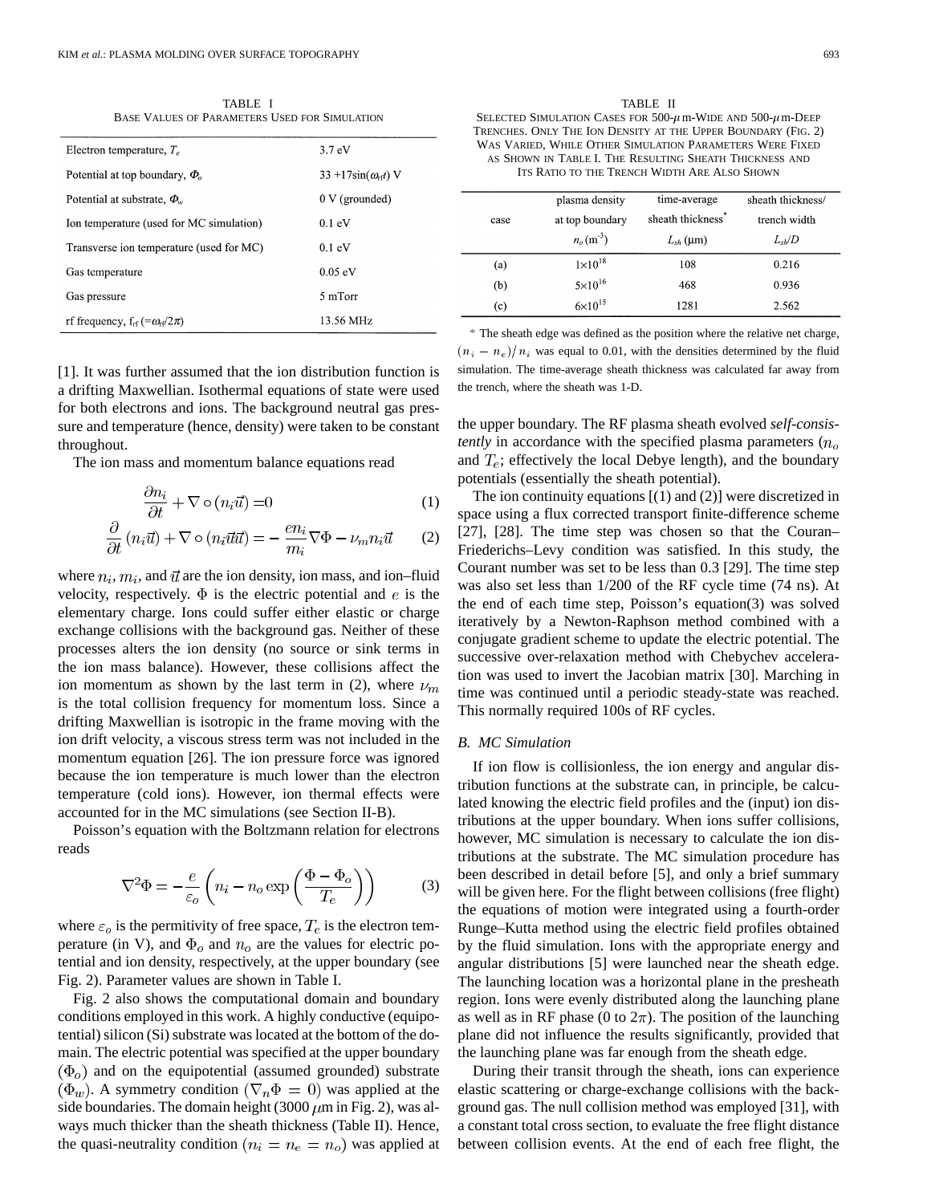TABLE I

BASE VALUES OF PARAMETERS USED FOR SIMULATION

| | |
|---|---|
| Electron temperature, $T_e$ | 3.7 eV |
| Potential at top boundary, $\Phi_o$ | 33 +17sin($\omega_{rf}t$) V |
| Potential at substrate, $\Phi_w$ | 0 V (grounded) |
| Ion temperature (used for MC simulation) | 0.1 eV |
| Transverse ion temperature (used for MC) | 0.1 eV |
| Gas temperature | 0.05 eV |
| Gas pressure | 5 mTorr |
| rf frequency, $f_{rf}$ (=$\omega_{rf}/2\pi$) | 13.56 MHz |

[1]. It was further assumed that the ion distribution function is a drifting Maxwellian. Isothermal equations of state were used for both electrons and ions. The background neutral gas pressure and temperature (hence, density) were taken to be constant throughout.

The ion mass and momentum balance equations read

$$\frac{\partial n_i}{\partial t} + \nabla \circ (n_i \vec{u}) = 0 \tag{1}$$

$$\frac{\partial}{\partial t}(n_i \vec{u}) + \nabla \circ (n_i \vec{u}\vec{u}) = -\frac{e n_i}{m_i}\nabla\Phi - \nu_m n_i \vec{u} \tag{2}$$

where $n_i$, $m_i$, and $\vec{u}$ are the ion density, ion mass, and ion–fluid velocity, respectively. $\Phi$ is the electric potential and $e$ is the elementary charge. Ions could suffer either elastic or charge exchange collisions with the background gas. Neither of these processes alters the ion density (no source or sink terms in the ion mass balance). However, these collisions affect the ion momentum as shown by the last term in (2), where $\nu_m$ is the total collision frequency for momentum loss. Since a drifting Maxwellian is isotropic in the frame moving with the ion drift velocity, a viscous stress term was not included in the momentum equation [26]. The ion pressure force was ignored because the ion temperature is much lower than the electron temperature (cold ions). However, ion thermal effects were accounted for in the MC simulations (see Section II-B).

Poisson's equation with the Boltzmann relation for electrons reads

$$\nabla^2\Phi = -\frac{e}{\varepsilon_o}\left(n_i - n_o \exp\left(\frac{\Phi - \Phi_o}{T_e}\right)\right) \tag{3}$$

where $\varepsilon_o$ is the permitivity of free space, $T_e$ is the electron temperature (in V), and $\Phi_o$ and $n_o$ are the values for electric potential and ion density, respectively, at the upper boundary (see Fig. 2). Parameter values are shown in Table I.

Fig. 2 also shows the computational domain and boundary conditions employed in this work. A highly conductive (equipotential) silicon (Si) substrate was located at the bottom of the domain. The electric potential was specified at the upper boundary ($\Phi_o$) and on the equipotential (assumed grounded) substrate ($\Phi_w$). A symmetry condition ($\nabla_n\Phi = 0$) was applied at the side boundaries. The domain height (3000 $\mu$m in Fig. 2), was always much thicker than the sheath thickness (Table II). Hence, the quasi-neutrality condition ($n_i = n_e = n_o$) was applied at the upper boundary. The RF plasma sheath evolved *self-consistently* in accordance with the specified plasma parameters ($n_o$ and $T_e$; effectively the local Debye length), and the boundary potentials (essentially the sheath potential).

TABLE II

SELECTED SIMULATION CASES FOR 500-$\mu$m-WIDE AND 500-$\mu$m-DEEP TRENCHES. ONLY THE ION DENSITY AT THE UPPER BOUNDARY (FIG. 2) WAS VARIED, WHILE OTHER SIMULATION PARAMETERS WERE FIXED AS SHOWN IN TABLE I. THE RESULTING SHEATH THICKNESS AND ITS RATIO TO THE TRENCH WIDTH ARE ALSO SHOWN

| case | plasma density at top boundary $n_o$ (m$^{-3}$) | time-average sheath thickness* $L_{sh}$ ($\mu$m) | sheath thickness/ trench width $L_{sh}/D$ |
|---|---|---|---|
| (a) | $1\times10^{18}$ | 108 | 0.216 |
| (b) | $5\times10^{16}$ | 468 | 0.936 |
| (c) | $6\times10^{15}$ | 1281 | 2.562 |

\* The sheath edge was defined as the position where the relative net charge, $(n_i - n_e)/n_i$ was equal to 0.01, with the densities determined by the fluid simulation. The time-average sheath thickness was calculated far away from the trench, where the sheath was 1-D.

The ion continuity equations [(1) and (2)] were discretized in space using a flux corrected transport finite-difference scheme [27], [28]. The time step was chosen so that the Couran–Friederichs–Levy condition was satisfied. In this study, the Courant number was set to be less than 0.3 [29]. The time step was also set less than 1/200 of the RF cycle time (74 ns). At the end of each time step, Poisson's equation(3) was solved iteratively by a Newton-Raphson method combined with a conjugate gradient scheme to update the electric potential. The successive over-relaxation method with Chebychev acceleration was used to invert the Jacobian matrix [30]. Marching in time was continued until a periodic steady-state was reached. This normally required 100s of RF cycles.

## B. MC Simulation

If ion flow is collisionless, the ion energy and angular distribution functions at the substrate can, in principle, be calculated knowing the electric field profiles and the (input) ion distributions at the upper boundary. When ions suffer collisions, however, MC simulation is necessary to calculate the ion distributions at the substrate. The MC simulation procedure has been described in detail before [5], and only a brief summary will be given here. For the flight between collisions (free flight) the equations of motion were integrated using a fourth-order Runge–Kutta method using the electric field profiles obtained by the fluid simulation. Ions with the appropriate energy and angular distributions [5] were launched near the sheath edge. The launching location was a horizontal plane in the presheath region. Ions were evenly distributed along the launching plane as well as in RF phase (0 to $2\pi$). The position of the launching plane did not influence the results significantly, provided that the launching plane was far enough from the sheath edge.

During their transit through the sheath, ions can experience elastic scattering or charge-exchange collisions with the background gas. The null collision method was employed [31], with a constant total cross section, to evaluate the free flight distance between collision events. At the end of each free flight, the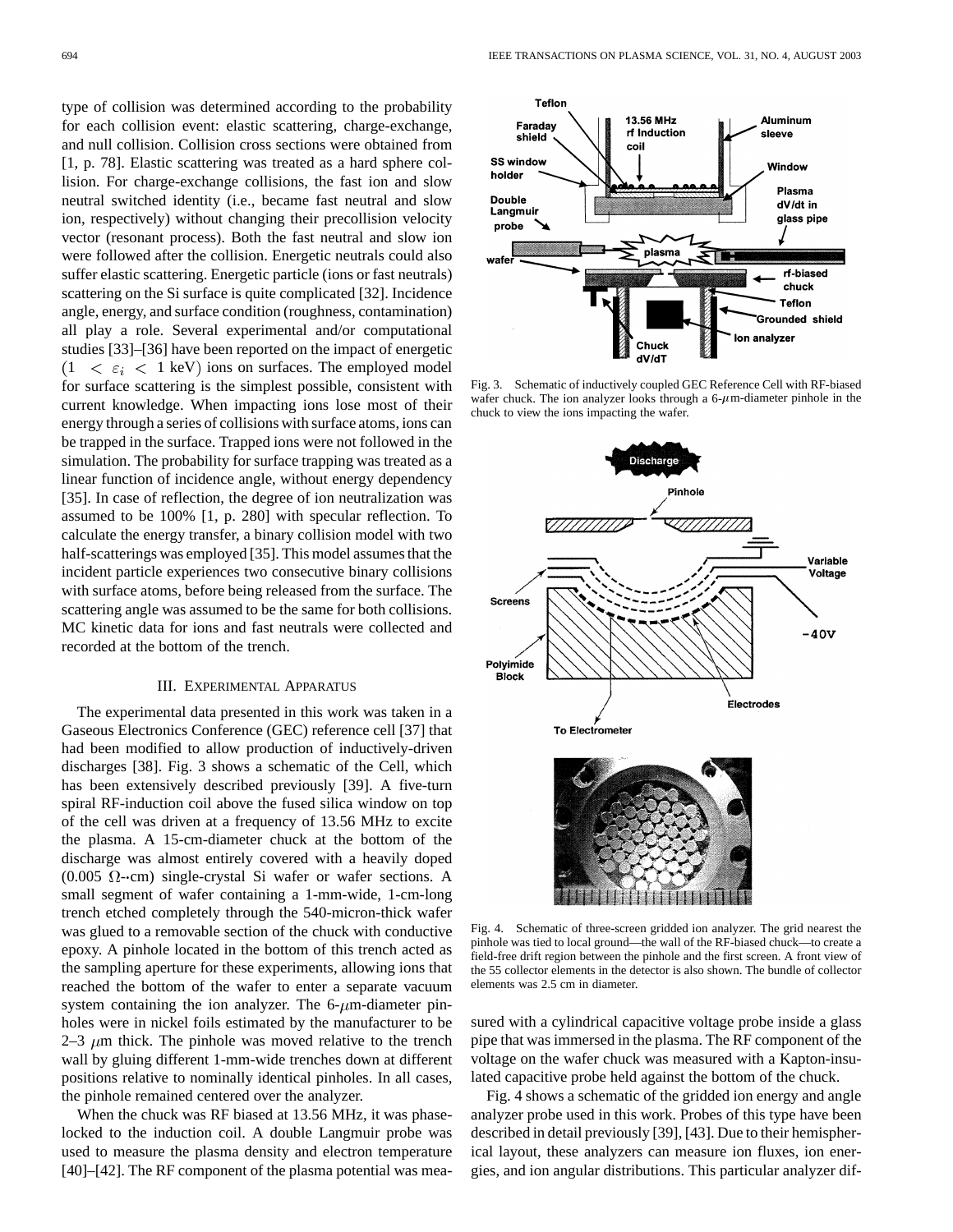type of collision was determined according to the probability for each collision event: elastic scattering, charge-exchange, and null collision. Collision cross sections were obtained from [1, p. 78]. Elastic scattering was treated as a hard sphere collision. For charge-exchange collisions, the fast ion and slow neutral switched identity (i.e., became fast neutral and slow ion, respectively) without changing their precollision velocity vector (resonant process). Both the fast neutral and slow ion were followed after the collision. Energetic neutrals could also suffer elastic scattering. Energetic particle (ions or fast neutrals) scattering on the Si surface is quite complicated [32]. Incidence angle, energy, and surface condition (roughness, contamination) all play a role. Several experimental and/or computational studies [33]–[36] have been reported on the impact of energetic $(1 < \varepsilon_i < 1 \text{ keV})$ ions on surfaces. The employed model for surface scattering is the simplest possible, consistent with current knowledge. When impacting ions lose most of their energy through a series of collisions with surface atoms, ions can be trapped in the surface. Trapped ions were not followed in the simulation. The probability for surface trapping was treated as a linear function of incidence angle, without energy dependency [35]. In case of reflection, the degree of ion neutralization was assumed to be 100% [1, p. 280] with specular reflection. To calculate the energy transfer, a binary collision model with two half-scatterings was employed [35]. This model assumes that the incident particle experiences two consecutive binary collisions with surface atoms, before being released from the surface. The scattering angle was assumed to be the same for both collisions. MC kinetic data for ions and fast neutrals were collected and recorded at the bottom of the trench.

## III. Experimental Apparatus

The experimental data presented in this work was taken in a Gaseous Electronics Conference (GEC) reference cell [37] that had been modified to allow production of inductively-driven discharges [38]. Fig. 3 shows a schematic of the Cell, which has been extensively described previously [39]. A five-turn spiral RF-induction coil above the fused silica window on top of the cell was driven at a frequency of 13.56 MHz to excite the plasma. A 15-cm-diameter chuck at the bottom of the discharge was almost entirely covered with a heavily doped (0.005 $\Omega$··cm) single-crystal Si wafer or wafer sections. A small segment of wafer containing a 1-mm-wide, 1-cm-long trench etched completely through the 540-micron-thick wafer was glued to a removable section of the chuck with conductive epoxy. A pinhole located in the bottom of this trench acted as the sampling aperture for these experiments, allowing ions that reached the bottom of the wafer to enter a separate vacuum system containing the ion analyzer. The 6-$\mu$m-diameter pinholes were in nickel foils estimated by the manufacturer to be 2–3 $\mu$m thick. The pinhole was moved relative to the trench wall by gluing different 1-mm-wide trenches down at different positions relative to nominally identical pinholes. In all cases, the pinhole remained centered over the analyzer.

When the chuck was RF biased at 13.56 MHz, it was phase-locked to the induction coil. A double Langmuir probe was used to measure the plasma density and electron temperature [40]–[42]. The RF component of the plasma potential was measured with a cylindrical capacitive voltage probe inside a glass pipe that was immersed in the plasma. The RF component of the voltage on the wafer chuck was measured with a Kapton-insulated capacitive probe held against the bottom of the chuck.

Fig. 3. Schematic of inductively coupled GEC Reference Cell with RF-biased wafer chuck. The ion analyzer looks through a 6-$\mu$m-diameter pinhole in the chuck to view the ions impacting the wafer.

Fig. 4. Schematic of three-screen gridded ion analyzer. The grid nearest the pinhole was tied to local ground—the wall of the RF-biased chuck—to create a field-free drift region between the pinhole and the first screen. A front view of the 55 collector elements in the detector is also shown. The bundle of collector elements was 2.5 cm in diameter.

Fig. 4 shows a schematic of the gridded ion energy and angle analyzer probe used in this work. Probes of this type have been described in detail previously [39], [43]. Due to their hemispherical layout, these analyzers can measure ion fluxes, ion energies, and ion angular distributions. This particular analyzer dif-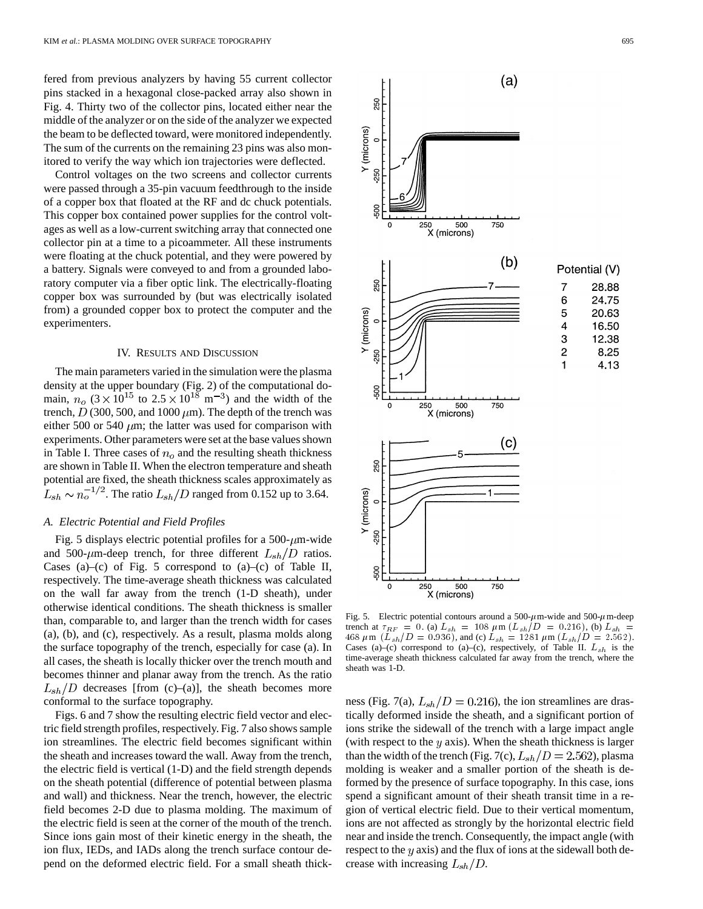fered from previous analyzers by having 55 current collector pins stacked in a hexagonal close-packed array also shown in Fig. 4. Thirty two of the collector pins, located either near the middle of the analyzer or on the side of the analyzer we expected the beam to be deflected toward, were monitored independently. The sum of the currents on the remaining 23 pins was also monitored to verify the way which ion trajectories were deflected.

Control voltages on the two screens and collector currents were passed through a 35-pin vacuum feedthrough to the inside of a copper box that floated at the RF and dc chuck potentials. This copper box contained power supplies for the control voltages as well as a low-current switching array that connected one collector pin at a time to a picoammeter. All these instruments were floating at the chuck potential, and they were powered by a battery. Signals were conveyed to and from a grounded laboratory computer via a fiber optic link. The electrically-floating copper box was surrounded by (but was electrically isolated from) a grounded copper box to protect the computer and the experimenters.

## IV. Results and Discussion

The main parameters varied in the simulation were the plasma density at the upper boundary (Fig. 2) of the computational domain, $n_o$ ($3 \times 10^{15}$ to $2.5 \times 10^{18}$ m$^{-3}$) and the width of the trench, $D$ (300, 500, and 1000 $\mu$m). The depth of the trench was either 500 or 540 $\mu$m; the latter was used for comparison with experiments. Other parameters were set at the base values shown in Table I. Three cases of $n_o$ and the resulting sheath thickness are shown in Table II. When the electron temperature and sheath potential are fixed, the sheath thickness scales approximately as $L_{sh} \sim n_o^{-1/2}$. The ratio $L_{sh}/D$ ranged from 0.152 up to 3.64.

### A. Electric Potential and Field Profiles

Fig. 5 displays electric potential profiles for a 500-$\mu$m-wide and 500-$\mu$m-deep trench, for three different $L_{sh}/D$ ratios. Cases (a)–(c) of Fig. 5 correspond to (a)–(c) of Table II, respectively. The time-average sheath thickness was calculated on the wall far away from the trench (1-D sheath), under otherwise identical conditions. The sheath thickness is smaller than, comparable to, and larger than the trench width for cases (a), (b), and (c), respectively. As a result, plasma molds along the surface topography of the trench, especially for case (a). In all cases, the sheath is locally thicker over the trench mouth and becomes thinner and planar away from the trench. As the ratio $L_{sh}/D$ decreases [from (c)–(a)], the sheath becomes more conformal to the surface topography.

Figs. 6 and 7 show the resulting electric field vector and electric field strength profiles, respectively. Fig. 7 also shows sample ion streamlines. The electric field becomes significant within the sheath and increases toward the wall. Away from the trench, the electric field is vertical (1-D) and the field strength depends on the sheath potential (difference of potential between plasma and wall) and thickness. Near the trench, however, the electric field becomes 2-D due to plasma molding. The maximum of the electric field is seen at the corner of the mouth of the trench. Since ions gain most of their kinetic energy in the sheath, the ion flux, IEDs, and IADs along the trench surface contour depend on the deformed electric field. For a small sheath thickness (Fig. 7(a), $L_{sh}/D = 0.216$), the ion streamlines are drastically deformed inside the sheath, and a significant portion of ions strike the sidewall of the trench with a large impact angle (with respect to the $y$ axis). When the sheath thickness is larger than the width of the trench (Fig. 7(c), $L_{sh}/D = 2.562$), plasma molding is weaker and a smaller portion of the sheath is deformed by the presence of surface topography. In this case, ions spend a significant amount of their sheath transit time in a region of vertical electric field. Due to their vertical momentum, ions are not affected as strongly by the horizontal electric field near and inside the trench. Consequently, the impact angle (with respect to the $y$ axis) and the flux of ions at the sidewall both decrease with increasing $L_{sh}/D$.

| Potential (V) | |
|---|---|
| 7 | 28.88 |
| 6 | 24.75 |
| 5 | 20.63 |
| 4 | 16.50 |
| 3 | 12.38 |
| 2 | 8.25 |
| 1 | 4.13 |

Fig. 5. Electric potential contours around a 500-$\mu$m-wide and 500-$\mu$m-deep trench at $\tau_{RF} = 0$. (a) $L_{sh} = 108$ $\mu$m ($L_{sh}/D = 0.216$), (b) $L_{sh} = 468$ $\mu$m ($L_{sh}/D = 0.936$), and (c) $L_{sh} = 1281$ $\mu$m ($L_{sh}/D = 2.562$). Cases (a)–(c) correspond to (a)–(c), respectively, of Table II. $L_{sh}$ is the time-average sheath thickness calculated far away from the trench, where the sheath was 1-D.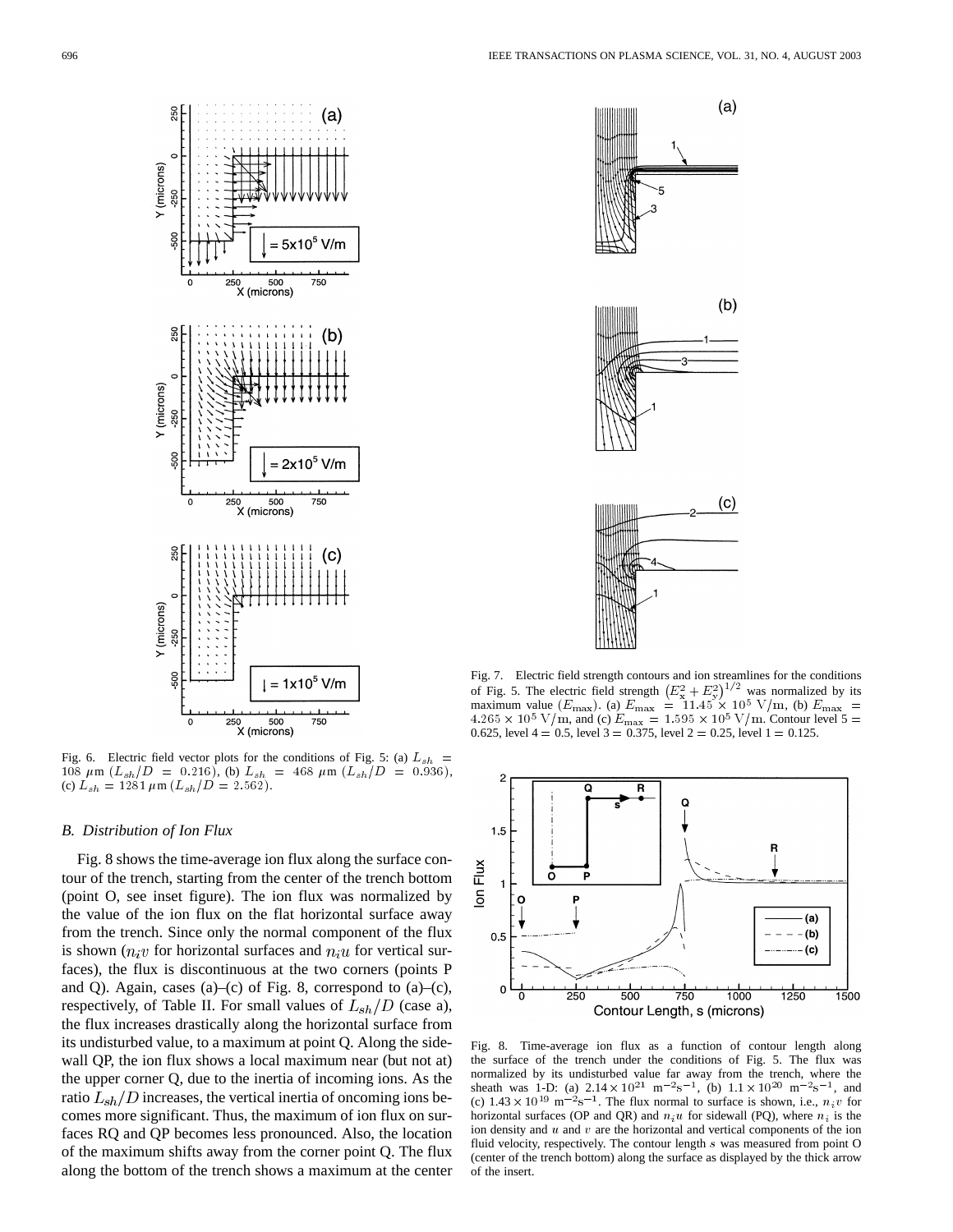Fig. 6. Electric field vector plots for the conditions of Fig. 5: (a) $L_{sh} = 108\ \mu m$ ($L_{sh}/D = 0.216$), (b) $L_{sh} = 468\ \mu m$ ($L_{sh}/D = 0.936$), (c) $L_{sh} = 1281\ \mu m$ ($L_{sh}/D = 2.562$).

Fig. 7. Electric field strength contours and ion streamlines for the conditions of Fig. 5. The electric field strength $(E_x^2 + E_y^2)^{1/2}$ was normalized by its maximum value ($E_{max}$). (a) $E_{max} = 11.45 \times 10^5$ V/m, (b) $E_{max} = 4.265 \times 10^5$ V/m, and (c) $E_{max} = 1.595 \times 10^5$ V/m. Contour level 5 = 0.625, level 4 = 0.5, level 3 = 0.375, level 2 = 0.25, level 1 = 0.125.

### B. Distribution of Ion Flux

Fig. 8 shows the time-average ion flux along the surface contour of the trench, starting from the center of the trench bottom (point O, see inset figure). The ion flux was normalized by the value of the ion flux on the flat horizontal surface away from the trench. Since only the normal component of the flux is shown ($n_i v$ for horizontal surfaces and $n_i u$ for vertical surfaces), the flux is discontinuous at the two corners (points P and Q). Again, cases (a)–(c) of Fig. 8, correspond to (a)–(c), respectively, of Table II. For small values of $L_{sh}/D$ (case a), the flux increases drastically along the horizontal surface from its undisturbed value, to a maximum at point Q. Along the sidewall QP, the ion flux shows a local maximum near (but not at) the upper corner Q, due to the inertia of incoming ions. As the ratio $L_{sh}/D$ increases, the vertical inertia of oncoming ions becomes more significant. Thus, the maximum of ion flux on surfaces RQ and QP becomes less pronounced. Also, the location of the maximum shifts away from the corner point Q. The flux along the bottom of the trench shows a maximum at the center

Fig. 8. Time-average ion flux as a function of contour length along the surface of the trench under the conditions of Fig. 5. The flux was normalized by its undisturbed value far away from the trench, where the sheath was 1-D: (a) $2.14 \times 10^{21}$ m$^{-2}$s$^{-1}$, (b) $1.1 \times 10^{20}$ m$^{-2}$s$^{-1}$, and (c) $1.43 \times 10^{19}$ m$^{-2}$s$^{-1}$. The flux normal to surface is shown, i.e., $n_i v$ for horizontal surfaces (OP and QR) and $n_i u$ for sidewall (PQ), where $n_i$ is the ion density and $u$ and $v$ are the horizontal and vertical components of the ion fluid velocity, respectively. The contour length $s$ was measured from point O (center of the trench bottom) along the surface as displayed by the thick arrow of the insert.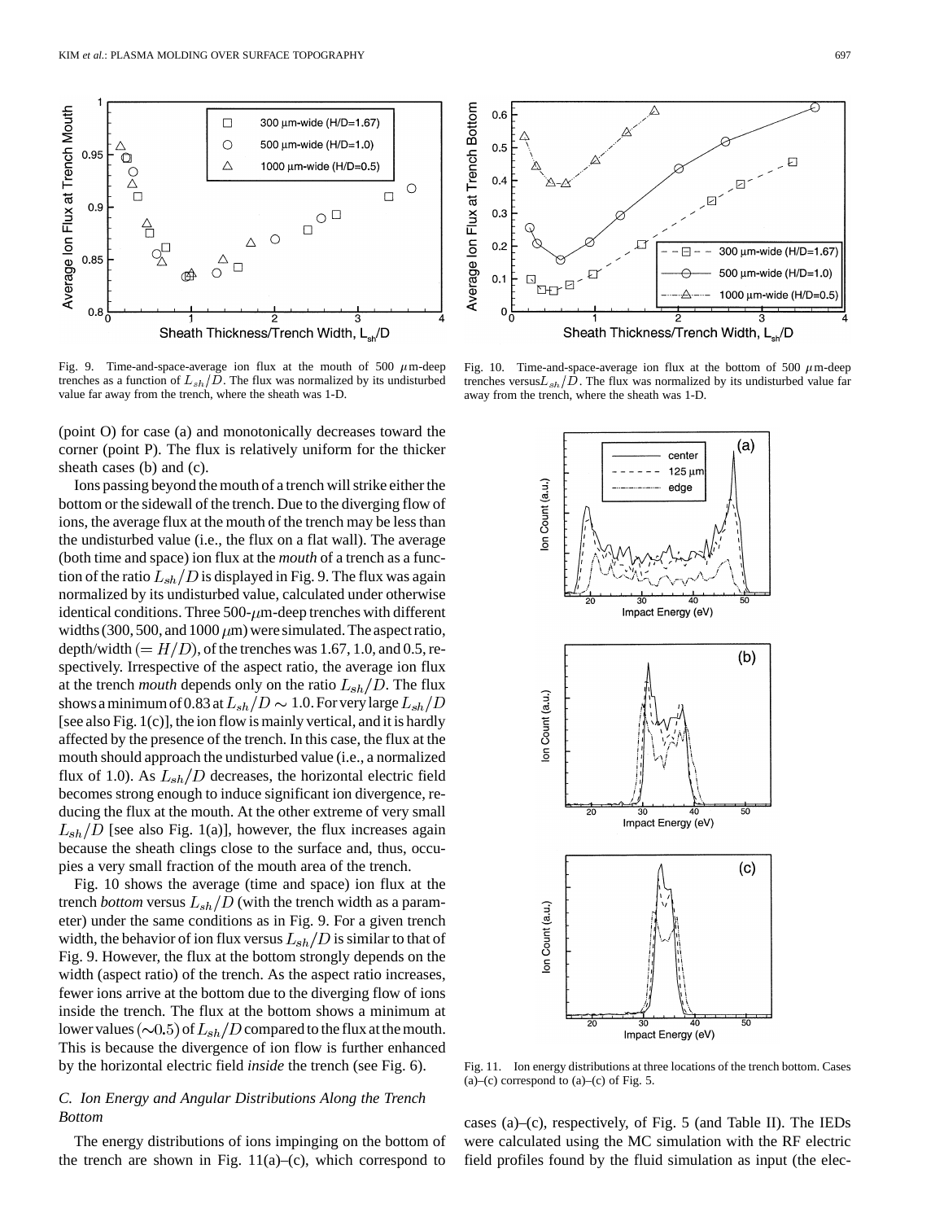Fig. 9. Time-and-space-average ion flux at the mouth of 500 $\mu$m-deep trenches as a function of $L_{sh}/D$. The flux was normalized by its undisturbed value far away from the trench, where the sheath was 1-D.

Fig. 10. Time-and-space-average ion flux at the bottom of 500 $\mu$m-deep trenches versus$L_{sh}/D$. The flux was normalized by its undisturbed value far away from the trench, where the sheath was 1-D.

(point O) for case (a) and monotonically decreases toward the corner (point P). The flux is relatively uniform for the thicker sheath cases (b) and (c).

Ions passing beyond the mouth of a trench will strike either the bottom or the sidewall of the trench. Due to the diverging flow of ions, the average flux at the mouth of the trench may be less than the undisturbed value (i.e., the flux on a flat wall). The average (both time and space) ion flux at the *mouth* of a trench as a function of the ratio $L_{sh}/D$ is displayed in Fig. 9. The flux was again normalized by its undisturbed value, calculated under otherwise identical conditions. Three 500-$\mu$m-deep trenches with different widths (300, 500, and 1000 $\mu$m) were simulated. The aspect ratio, depth/width ($= H/D$), of the trenches was 1.67, 1.0, and 0.5, respectively. Irrespective of the aspect ratio, the average ion flux at the trench *mouth* depends only on the ratio $L_{sh}/D$. The flux shows a minimum of 0.83 at $L_{sh}/D \sim 1.0$. For very large $L_{sh}/D$ [see also Fig. 1(c)], the ion flow is mainly vertical, and it is hardly affected by the presence of the trench. In this case, the flux at the mouth should approach the undisturbed value (i.e., a normalized flux of 1.0). As $L_{sh}/D$ decreases, the horizontal electric field becomes strong enough to induce significant ion divergence, reducing the flux at the mouth. At the other extreme of very small $L_{sh}/D$ [see also Fig. 1(a)], however, the flux increases again because the sheath clings close to the surface and, thus, occupies a very small fraction of the mouth area of the trench.

Fig. 10 shows the average (time and space) ion flux at the trench *bottom* versus $L_{sh}/D$ (with the trench width as a parameter) under the same conditions as in Fig. 9. For a given trench width, the behavior of ion flux versus $L_{sh}/D$ is similar to that of Fig. 9. However, the flux at the bottom strongly depends on the width (aspect ratio) of the trench. As the aspect ratio increases, fewer ions arrive at the bottom due to the diverging flow of ions inside the trench. The flux at the bottom shows a minimum at lower values ($\sim$0.5) of $L_{sh}/D$ compared to the flux at the mouth. This is because the divergence of ion flow is further enhanced by the horizontal electric field *inside* the trench (see Fig. 6).

### C. Ion Energy and Angular Distributions Along the Trench Bottom

The energy distributions of ions impinging on the bottom of the trench are shown in Fig. 11(a)–(c), which correspond to cases (a)–(c), respectively, of Fig. 5 (and Table II). The IEDs were calculated using the MC simulation with the RF electric field profiles found by the fluid simulation as input (the elec-

Fig. 11. Ion energy distributions at three locations of the trench bottom. Cases (a)–(c) correspond to (a)–(c) of Fig. 5.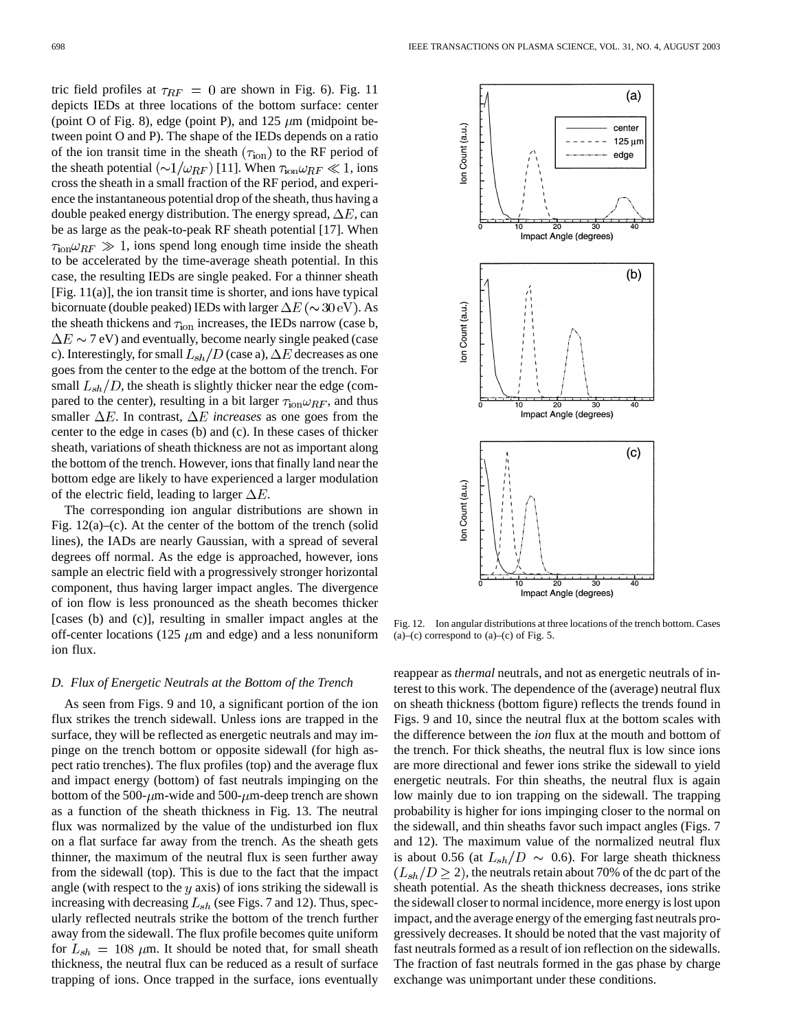tric field profiles at $\tau_{RF} = 0$ are shown in Fig. 6). Fig. 11 depicts IEDs at three locations of the bottom surface: center (point O of Fig. 8), edge (point P), and 125 $\mu$m (midpoint between point O and P). The shape of the IEDs depends on a ratio of the ion transit time in the sheath ($\tau_{\rm ion}$) to the RF period of the sheath potential ($\sim 1/\omega_{RF}$) [11]. When $\tau_{\rm ion}\omega_{RF} \ll 1$, ions cross the sheath in a small fraction of the RF period, and experience the instantaneous potential drop of the sheath, thus having a double peaked energy distribution. The energy spread, $\Delta E$, can be as large as the peak-to-peak RF sheath potential [17]. When $\tau_{\rm ion}\omega_{RF} \gg 1$, ions spend long enough time inside the sheath to be accelerated by the time-average sheath potential. In this case, the resulting IEDs are single peaked. For a thinner sheath [Fig. 11(a)], the ion transit time is shorter, and ions have typical bicornuate (double peaked) IEDs with larger $\Delta E$ ($\sim 30$ eV). As the sheath thickens and $\tau_{\rm ion}$ increases, the IEDs narrow (case b, $\Delta E \sim 7$ eV) and eventually, become nearly single peaked (case c). Interestingly, for small $L_{sh}/D$ (case a), $\Delta E$ decreases as one goes from the center to the edge at the bottom of the trench. For small $L_{sh}/D$, the sheath is slightly thicker near the edge (compared to the center), resulting in a bit larger $\tau_{\rm ion}\omega_{RF}$, and thus smaller $\Delta E$. In contrast, $\Delta E$ *increases* as one goes from the center to the edge in cases (b) and (c). In these cases of thicker sheath, variations of sheath thickness are not as important along the bottom of the trench. However, ions that finally land near the bottom edge are likely to have experienced a larger modulation of the electric field, leading to larger $\Delta E$.

The corresponding ion angular distributions are shown in Fig. 12(a)–(c). At the center of the bottom of the trench (solid lines), the IADs are nearly Gaussian, with a spread of several degrees off normal. As the edge is approached, however, ions sample an electric field with a progressively stronger horizontal component, thus having larger impact angles. The divergence of ion flow is less pronounced as the sheath becomes thicker [cases (b) and (c)], resulting in smaller impact angles at the off-center locations (125 $\mu$m and edge) and a less nonuniform ion flux.

Fig. 12. Ion angular distributions at three locations of the trench bottom. Cases (a)–(c) correspond to (a)–(c) of Fig. 5.

### D. Flux of Energetic Neutrals at the Bottom of the Trench

As seen from Figs. 9 and 10, a significant portion of the ion flux strikes the trench sidewall. Unless ions are trapped in the surface, they will be reflected as energetic neutrals and may impinge on the trench bottom or opposite sidewall (for high aspect ratio trenches). The flux profiles (top) and the average flux and impact energy (bottom) of fast neutrals impinging on the bottom of the 500-$\mu$m-wide and 500-$\mu$m-deep trench are shown as a function of the sheath thickness in Fig. 13. The neutral flux was normalized by the value of the undisturbed ion flux on a flat surface far away from the trench. As the sheath gets thinner, the maximum of the neutral flux is seen further away from the sidewall (top). This is due to the fact that the impact angle (with respect to the $y$ axis) of ions striking the sidewall is increasing with decreasing $L_{sh}$ (see Figs. 7 and 12). Thus, specularly reflected neutrals strike the bottom of the trench further away from the sidewall. The flux profile becomes quite uniform for $L_{sh} = 108$ $\mu$m. It should be noted that, for small sheath thickness, the neutral flux can be reduced as a result of surface trapping of ions. Once trapped in the surface, ions eventually reappear as *thermal* neutrals, and not as energetic neutrals of interest to this work. The dependence of the (average) neutral flux on sheath thickness (bottom figure) reflects the trends found in Figs. 9 and 10, since the neutral flux at the bottom scales with the difference between the *ion* flux at the mouth and bottom of the trench. For thick sheaths, the neutral flux is low since ions are more directional and fewer ions strike the sidewall to yield energetic neutrals. For thin sheaths, the neutral flux is again low mainly due to ion trapping on the sidewall. The trapping probability is higher for ions impinging closer to the normal on the sidewall, and thin sheaths favor such impact angles (Figs. 7 and 12). The maximum value of the normalized neutral flux is about 0.56 (at $L_{sh}/D \sim 0.6$). For large sheath thickness ($L_{sh}/D \geq 2$), the neutrals retain about 70% of the dc part of the sheath potential. As the sheath thickness decreases, ions strike the sidewall closer to normal incidence, more energy is lost upon impact, and the average energy of the emerging fast neutrals progressively decreases. It should be noted that the vast majority of fast neutrals formed as a result of ion reflection on the sidewalls. The fraction of fast neutrals formed in the gas phase by charge exchange was unimportant under these conditions.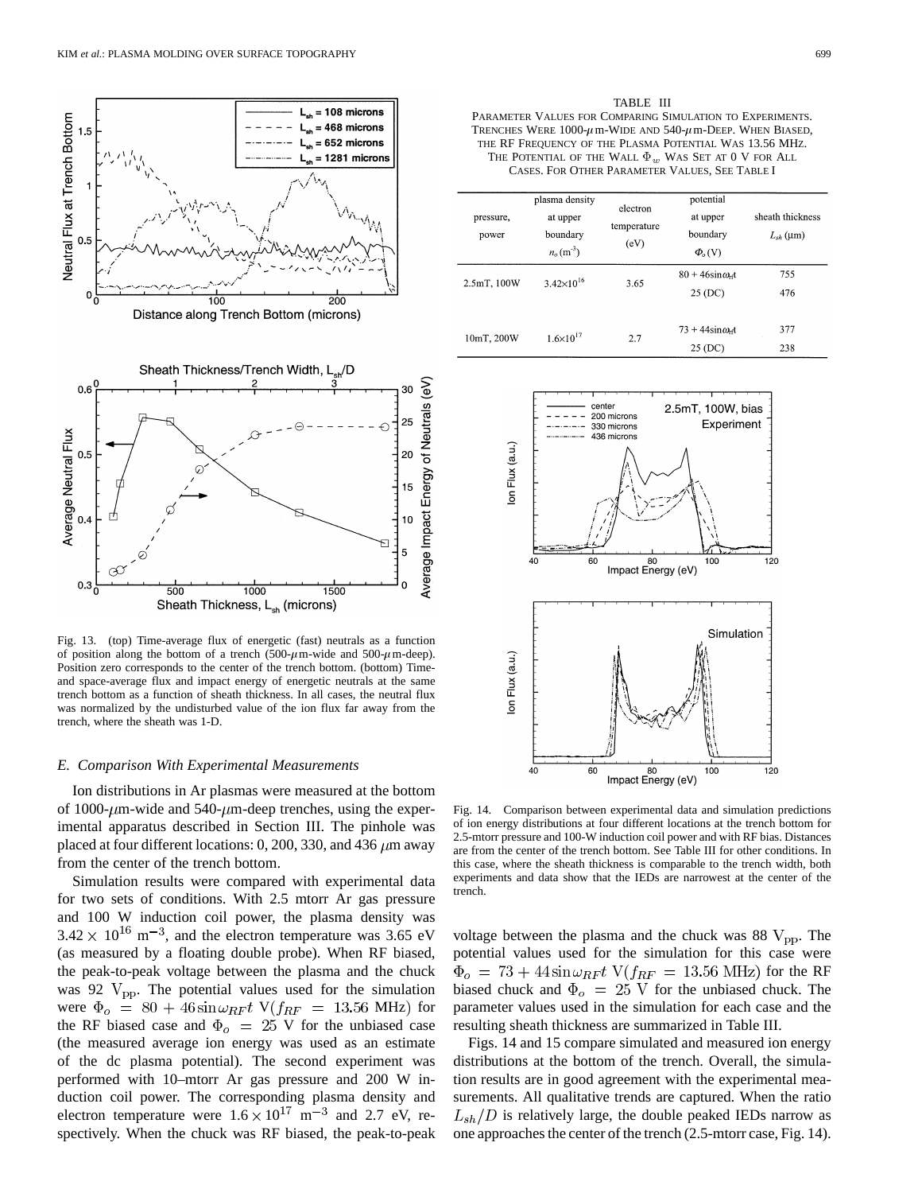Fig. 13. (top) Time-average flux of energetic (fast) neutrals as a function of position along the bottom of a trench (500-$\mu$m-wide and 500-$\mu$m-deep). Position zero corresponds to the center of the trench bottom. (bottom) Time- and space-average flux and impact energy of energetic neutrals at the same trench bottom as a function of sheath thickness. In all cases, the neutral flux was normalized by the undisturbed value of the ion flux far away from the trench, where the sheath was 1-D.

### *E. Comparison With Experimental Measurements*

Ion distributions in Ar plasmas were measured at the bottom of 1000-$\mu$m-wide and 540-$\mu$m-deep trenches, using the experimental apparatus described in Section III. The pinhole was placed at four different locations: 0, 200, 330, and 436 $\mu$m away from the center of the trench bottom.

Simulation results were compared with experimental data for two sets of conditions. With 2.5 mtorr Ar gas pressure and 100 W induction coil power, the plasma density was $3.42 \times 10^{16}$ m$^{-3}$, and the electron temperature was 3.65 eV (as measured by a floating double probe). When RF biased, the peak-to-peak voltage between the plasma and the chuck was 92 $V_{pp}$. The potential values used for the simulation were $\Phi_o = 80 + 46 \sin \omega_{RF} t$ V$(f_{RF} = 13.56$ MHz$)$ for the RF biased case and $\Phi_o = 25$ V for the unbiased case (the measured average ion energy was used as an estimate of the dc plasma potential). The second experiment was performed with 10–mtorr Ar gas pressure and 200 W induction coil power. The corresponding plasma density and electron temperature were $1.6 \times 10^{17}$ m$^{-3}$ and 2.7 eV, respectively. When the chuck was RF biased, the peak-to-peak voltage between the plasma and the chuck was 88 $V_{pp}$. The potential values used for the simulation for this case were $\Phi_o = 73 + 44 \sin \omega_{RF} t$ V$(f_{RF} = 13.56$ MHz$)$ for the RF biased chuck and $\Phi_o = 25$ V for the unbiased chuck. The parameter values used in the simulation for each case and the resulting sheath thickness are summarized in Table III.

Figs. 14 and 15 compare simulated and measured ion energy distributions at the bottom of the trench. Overall, the simulation results are in good agreement with the experimental measurements. All qualitative trends are captured. When the ratio $L_{sh}/D$ is relatively large, the double peaked IEDs narrow as one approaches the center of the trench (2.5-mtorr case, Fig. 14).

TABLE III
PARAMETER VALUES FOR COMPARING SIMULATION TO EXPERIMENTS. TRENCHES WERE 1000-$\mu$m-WIDE AND 540-$\mu$m-DEEP. WHEN BIASED, THE RF FREQUENCY OF THE PLASMA POTENTIAL WAS 13.56 MHz. THE POTENTIAL OF THE WALL $\Phi_w$ WAS SET AT 0 V FOR ALL CASES. FOR OTHER PARAMETER VALUES, SEE TABLE I

| pressure, power | plasma density at upper boundary $n_o$ (m$^{-3}$) | electron temperature (eV) | potential at upper boundary $\Phi_o$ (V) | sheath thickness $L_{sh}$ ($\mu$m) |
|---|---|---|---|---|
| 2.5mT, 100W | $3.42\times10^{16}$ | 3.65 | $80 + 46\sin\omega_{rf}t$ | 755 |
| | | | 25 (DC) | 476 |
| 10mT, 200W | $1.6\times10^{17}$ | 2.7 | $73 + 44\sin\omega_{rf}t$ | 377 |
| | | | 25 (DC) | 238 |

Fig. 14. Comparison between experimental data and simulation predictions of ion energy distributions at four different locations at the trench bottom for 2.5-mtorr pressure and 100-W induction coil power and with RF bias. Distances are from the center of the trench bottom. See Table III for other conditions. In this case, where the sheath thickness is comparable to the trench width, both experiments and data show that the IEDs are narrowest at the center of the trench.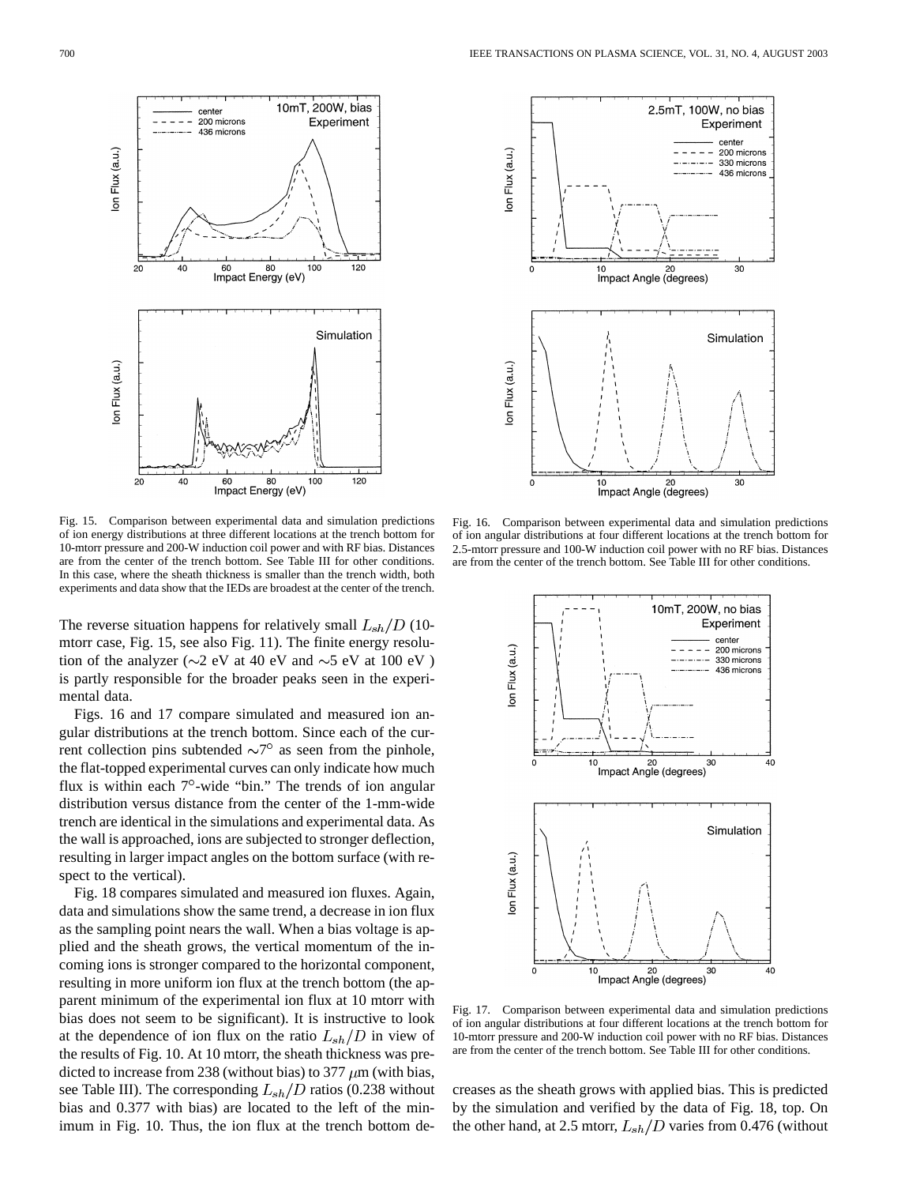Fig. 15. Comparison between experimental data and simulation predictions of ion energy distributions at three different locations at the trench bottom for 10-mtorr pressure and 200-W induction coil power and with RF bias. Distances are from the center of the trench bottom. See Table III for other conditions. In this case, where the sheath thickness is smaller than the trench width, both experiments and data show that the IEDs are broadest at the center of the trench.

Fig. 16. Comparison between experimental data and simulation predictions of ion angular distributions at four different locations at the trench bottom for 2.5-mtorr pressure and 100-W induction coil power with no RF bias. Distances are from the center of the trench bottom. See Table III for other conditions.

The reverse situation happens for relatively small $L_{sh}/D$ (10-mtorr case, Fig. 15, see also Fig. 11). The finite energy resolution of the analyzer (~2 eV at 40 eV and ~5 eV at 100 eV ) is partly responsible for the broader peaks seen in the experimental data.

Figs. 16 and 17 compare simulated and measured ion angular distributions at the trench bottom. Since each of the current collection pins subtended ~7° as seen from the pinhole, the flat-topped experimental curves can only indicate how much flux is within each 7°-wide "bin." The trends of ion angular distribution versus distance from the center of the 1-mm-wide trench are identical in the simulations and experimental data. As the wall is approached, ions are subjected to stronger deflection, resulting in larger impact angles on the bottom surface (with respect to the vertical).

Fig. 18 compares simulated and measured ion fluxes. Again, data and simulations show the same trend, a decrease in ion flux as the sampling point nears the wall. When a bias voltage is applied and the sheath grows, the vertical momentum of the incoming ions is stronger compared to the horizontal component, resulting in more uniform ion flux at the trench bottom (the apparent minimum of the experimental ion flux at 10 mtorr with bias does not seem to be significant). It is instructive to look at the dependence of ion flux on the ratio $L_{sh}/D$ in view of the results of Fig. 10. At 10 mtorr, the sheath thickness was predicted to increase from 238 (without bias) to 377 $\mu$m (with bias, see Table III). The corresponding $L_{sh}/D$ ratios (0.238 without bias and 0.377 with bias) are located to the left of the minimum in Fig. 10. Thus, the ion flux at the trench bottom decreases as the sheath grows with applied bias. This is predicted by the simulation and verified by the data of Fig. 18, top. On the other hand, at 2.5 mtorr, $L_{sh}/D$ varies from 0.476 (without

Fig. 17. Comparison between experimental data and simulation predictions of ion angular distributions at four different locations at the trench bottom for 10-mtorr pressure and 200-W induction coil power with no RF bias. Distances are from the center of the trench bottom. See Table III for other conditions.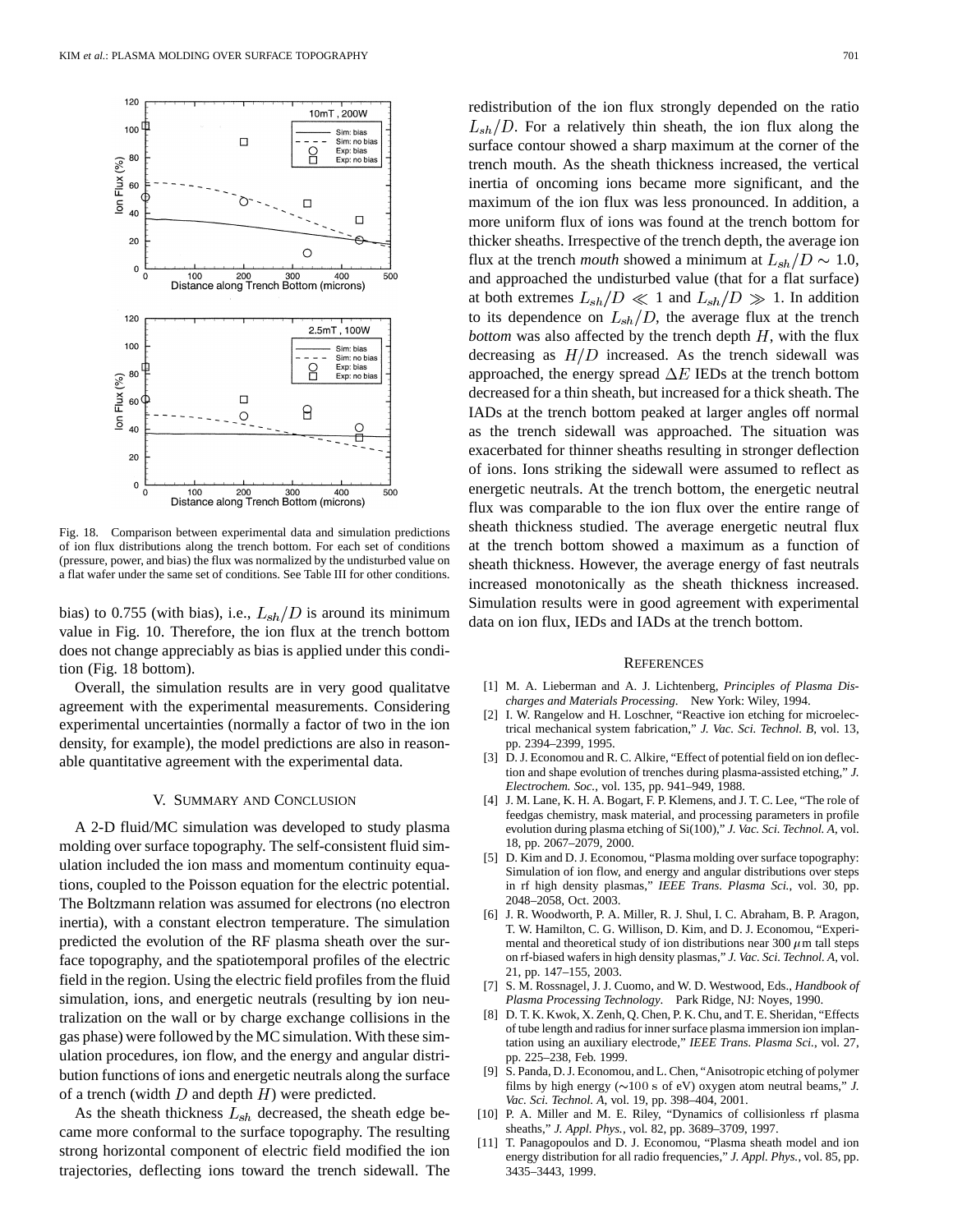Fig. 18. Comparison between experimental data and simulation predictions of ion flux distributions along the trench bottom. For each set of conditions (pressure, power, and bias) the flux was normalized by the undisturbed value on a flat wafer under the same set of conditions. See Table III for other conditions.

bias) to 0.755 (with bias), i.e., $L_{sh}/D$ is around its minimum value in Fig. 10. Therefore, the ion flux at the trench bottom does not change appreciably as bias is applied under this condition (Fig. 18 bottom).

Overall, the simulation results are in very good qualitatve agreement with the experimental measurements. Considering experimental uncertainties (normally a factor of two in the ion density, for example), the model predictions are also in reasonable quantitative agreement with the experimental data.

## V. Summary and Conclusion

A 2-D fluid/MC simulation was developed to study plasma molding over surface topography. The self-consistent fluid simulation included the ion mass and momentum continuity equations, coupled to the Poisson equation for the electric potential. The Boltzmann relation was assumed for electrons (no electron inertia), with a constant electron temperature. The simulation predicted the evolution of the RF plasma sheath over the surface topography, and the spatiotemporal profiles of the electric field in the region. Using the electric field profiles from the fluid simulation, ions, and energetic neutrals (resulting by ion neutralization on the wall or by charge exchange collisions in the gas phase) were followed by the MC simulation. With these simulation procedures, ion flow, and the energy and angular distribution functions of ions and energetic neutrals along the surface of a trench (width $D$ and depth $H$) were predicted.

As the sheath thickness $L_{sh}$ decreased, the sheath edge became more conformal to the surface topography. The resulting strong horizontal component of electric field modified the ion trajectories, deflecting ions toward the trench sidewall. The redistribution of the ion flux strongly depended on the ratio $L_{sh}/D$. For a relatively thin sheath, the ion flux along the surface contour showed a sharp maximum at the corner of the trench mouth. As the sheath thickness increased, the vertical inertia of oncoming ions became more significant, and the maximum of the ion flux was less pronounced. In addition, a more uniform flux of ions was found at the trench bottom for thicker sheaths. Irrespective of the trench depth, the average ion flux at the trench *mouth* showed a minimum at $L_{sh}/D \sim 1.0$, and approached the undisturbed value (that for a flat surface) at both extremes $L_{sh}/D \ll 1$ and $L_{sh}/D \gg 1$. In addition to its dependence on $L_{sh}/D$, the average flux at the trench *bottom* was also affected by the trench depth $H$, with the flux decreasing as $H/D$ increased. As the trench sidewall was approached, the energy spread $\Delta E$ IEDs at the trench bottom decreased for a thin sheath, but increased for a thick sheath. The IADs at the trench bottom peaked at larger angles off normal as the trench sidewall was approached. The situation was exacerbated for thinner sheaths resulting in stronger deflection of ions. Ions striking the sidewall were assumed to reflect as energetic neutrals. At the trench bottom, the energetic neutral flux was comparable to the ion flux over the entire range of sheath thickness studied. The average energetic neutral flux at the trench bottom showed a maximum as a function of sheath thickness. However, the average energy of fast neutrals increased monotonically as the sheath thickness increased. Simulation results were in good agreement with experimental data on ion flux, IEDs and IADs at the trench bottom.

## References

[1] M. A. Lieberman and A. J. Lichtenberg, *Principles of Plasma Discharges and Materials Processing*. New York: Wiley, 1994.

[2] I. W. Rangelow and H. Loschner, "Reactive ion etching for microelectrical mechanical system fabrication," *J. Vac. Sci. Technol. B*, vol. 13, pp. 2394–2399, 1995.

[3] D. J. Economou and R. C. Alkire, "Effect of potential field on ion deflection and shape evolution of trenches during plasma-assisted etching," *J. Electrochem. Soc.*, vol. 135, pp. 941–949, 1988.

[4] J. M. Lane, K. H. A. Bogart, F. P. Klemens, and J. T. C. Lee, "The role of feedgas chemistry, mask material, and processing parameters in profile evolution during plasma etching of Si(100)," *J. Vac. Sci. Technol. A*, vol. 18, pp. 2067–2079, 2000.

[5] D. Kim and D. J. Economou, "Plasma molding over surface topography: Simulation of ion flow, and energy and angular distributions over steps in rf high density plasmas," *IEEE Trans. Plasma Sci.*, vol. 30, pp. 2048–2058, Oct. 2003.

[6] J. R. Woodworth, P. A. Miller, R. J. Shul, I. C. Abraham, B. P. Aragon, T. W. Hamilton, C. G. Willison, D. Kim, and D. J. Economou, "Experimental and theoretical study of ion distributions near 300 $\mu$m tall steps on rf-biased wafers in high density plasmas," *J. Vac. Sci. Technol. A*, vol. 21, pp. 147–155, 2003.

[7] S. M. Rossnagel, J. J. Cuomo, and W. D. Westwood, Eds., *Handbook of Plasma Processing Technology*. Park Ridge, NJ: Noyes, 1990.

[8] D. T. K. Kwok, X. Zenh, Q. Chen, P. K. Chu, and T. E. Sheridan, "Effects of tube length and radius for inner surface plasma immersion ion implantation using an auxiliary electrode," *IEEE Trans. Plasma Sci.*, vol. 27, pp. 225–238, Feb. 1999.

[9] S. Panda, D. J. Economou, and L. Chen, "Anisotropic etching of polymer films by high energy ($\sim$100 s of eV) oxygen atom neutral beams," *J. Vac. Sci. Technol. A*, vol. 19, pp. 398–404, 2001.

[10] P. A. Miller and M. E. Riley, "Dynamics of collisionless rf plasma sheaths," *J. Appl. Phys.*, vol. 82, pp. 3689–3709, 1997.

[11] T. Panagopoulos and D. J. Economou, "Plasma sheath model and ion energy distribution for all radio frequencies," *J. Appl. Phys.*, vol. 85, pp. 3435–3443, 1999.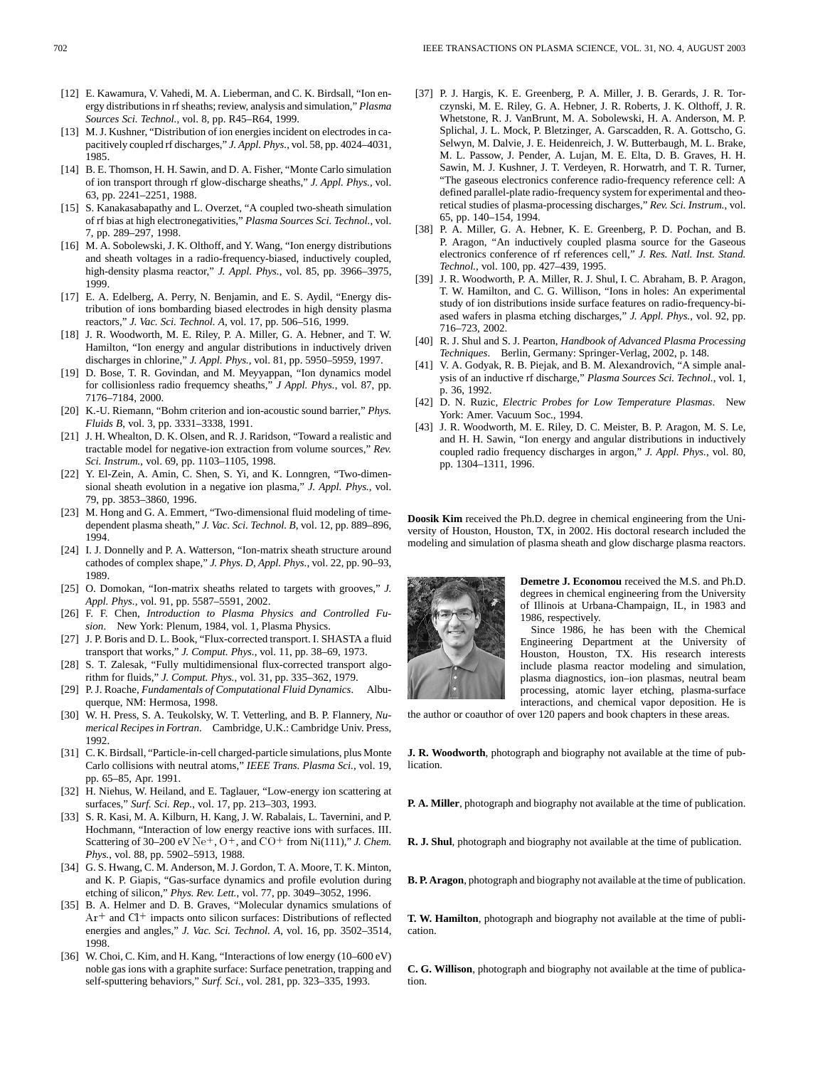[12] E. Kawamura, V. Vahedi, M. A. Lieberman, and C. K. Birdsall, "Ion energy distributions in rf sheaths; review, analysis and simulation," *Plasma Sources Sci. Technol.*, vol. 8, pp. R45–R64, 1999.

[13] M. J. Kushner, "Distribution of ion energies incident on electrodes in capacitively coupled rf discharges," *J. Appl. Phys.*, vol. 58, pp. 4024–4031, 1985.

[14] B. E. Thomson, H. H. Sawin, and D. A. Fisher, "Monte Carlo simulation of ion transport through rf glow-discharge sheaths," *J. Appl. Phys.*, vol. 63, pp. 2241–2251, 1988.

[15] S. Kanakasabapathy and L. Overzet, "A coupled two-sheath simulation of rf bias at high electronegativities," *Plasma Sources Sci. Technol.*, vol. 7, pp. 289–297, 1998.

[16] M. A. Sobolewski, J. K. Olthoff, and Y. Wang, "Ion energy distributions and sheath voltages in a radio-frequency-biased, inductively coupled, high-density plasma reactor," *J. Appl. Phys.*, vol. 85, pp. 3966–3975, 1999.

[17] E. A. Edelberg, A. Perry, N. Benjamin, and E. S. Aydil, "Energy distribution of ions bombarding biased electrodes in high density plasma reactors," *J. Vac. Sci. Technol. A*, vol. 17, pp. 506–516, 1999.

[18] J. R. Woodworth, M. E. Riley, P. A. Miller, G. A. Hebner, and T. W. Hamilton, "Ion energy and angular distributions in inductively driven discharges in chlorine," *J. Appl. Phys.*, vol. 81, pp. 5950–5959, 1997.

[19] D. Bose, T. R. Govindan, and M. Meyyappan, "Ion dynamics model for collisionless radio frequemcy sheaths," *J Appl. Phys.*, vol. 87, pp. 7176–7184, 2000.

[20] K.-U. Riemann, "Bohm criterion and ion-acoustic sound barrier," *Phys. Fluids B*, vol. 3, pp. 3331–3338, 1991.

[21] J. H. Whealton, D. K. Olsen, and R. J. Raridson, "Toward a realistic and tractable model for negative-ion extraction from volume sources," *Rev. Sci. Instrum.*, vol. 69, pp. 1103–1105, 1998.

[22] Y. El-Zein, A. Amin, C. Shen, S. Yi, and K. Lonngren, "Two-dimensional sheath evolution in a negative ion plasma," *J. Appl. Phys.*, vol. 79, pp. 3853–3860, 1996.

[23] M. Hong and G. A. Emmert, "Two-dimensional fluid modeling of time-dependent plasma sheath," *J. Vac. Sci. Technol. B*, vol. 12, pp. 889–896, 1994.

[24] I. J. Donnelly and P. A. Watterson, "Ion-matrix sheath structure around cathodes of complex shape," *J. Phys. D, Appl. Phys.*, vol. 22, pp. 90–93, 1989.

[25] O. Domokan, "Ion-matrix sheaths related to targets with grooves," *J. Appl. Phys.*, vol. 91, pp. 5587–5591, 2002.

[26] F. F. Chen, *Introduction to Plasma Physics and Controlled Fusion*. New York: Plenum, 1984, vol. 1, Plasma Physics.

[27] J. P. Boris and D. L. Book, "Flux-corrected transport. I. SHASTA a fluid transport that works," *J. Comput. Phys.*, vol. 11, pp. 38–69, 1973.

[28] S. T. Zalesak, "Fully multidimensional flux-corrected transport algorithm for fluids," *J. Comput. Phys.*, vol. 31, pp. 335–362, 1979.

[29] P. J. Roache, *Fundamentals of Computational Fluid Dynamics*. Albuquerque, NM: Hermosa, 1998.

[30] W. H. Press, S. A. Teukolsky, W. T. Vetterling, and B. P. Flannery, *Numerical Recipes in Fortran*. Cambridge, U.K.: Cambridge Univ. Press, 1992.

[31] C. K. Birdsall, "Particle-in-cell charged-particle simulations, plus Monte Carlo collisions with neutral atoms," *IEEE Trans. Plasma Sci.*, vol. 19, pp. 65–85, Apr. 1991.

[32] H. Niehus, W. Heiland, and E. Taglauer, "Low-energy ion scattering at surfaces," *Surf. Sci. Rep.*, vol. 17, pp. 213–303, 1993.

[33] S. R. Kasi, M. A. Kilburn, H. Kang, J. W. Rabalais, L. Tavernini, and P. Hochmann, "Interaction of low energy reactive ions with surfaces. III. Scattering of 30–200 eV $Ne^+$, $O^+$, and $CO^+$ from Ni(111)," *J. Chem. Phys.*, vol. 88, pp. 5902–5913, 1988.

[34] G. S. Hwang, C. M. Anderson, M. J. Gordon, T. A. Moore, T. K. Minton, and K. P. Giapis, "Gas-surface dynamics and profile evolution during etching of silicon," *Phys. Rev. Lett.*, vol. 77, pp. 3049–3052, 1996.

[35] B. A. Helmer and D. B. Graves, "Molecular dynamics smulations of $Ar^+$ and $Cl^+$ impacts onto silicon surfaces: Distributions of reflected energies and angles," *J. Vac. Sci. Technol. A*, vol. 16, pp. 3502–3514, 1998.

[36] W. Choi, C. Kim, and H. Kang, "Interactions of low energy (10–600 eV) noble gas ions with a graphite surface: Surface penetration, trapping and self-sputtering behaviors," *Surf. Sci.*, vol. 281, pp. 323–335, 1993.

[37] P. J. Hargis, K. E. Greenberg, P. A. Miller, J. B. Gerards, J. R. Torczynski, M. E. Riley, G. A. Hebner, J. R. Roberts, J. K. Olthoff, J. R. Whetstone, R. J. VanBrunt, M. A. Sobolewski, H. A. Anderson, M. P. Splichal, J. L. Mock, P. Bletzinger, A. Garscadden, R. A. Gottscho, G. Selwyn, M. Dalvie, J. E. Heidenreich, J. W. Butterbaugh, M. L. Brake, M. L. Passow, J. Pender, A. Lujan, M. E. Elta, D. B. Graves, H. H. Sawin, M. J. Kushner, J. T. Verdeyen, R. Horwatrh, and T. R. Turner, "The gaseous electronics conference radio-frequency reference cell: A defined parallel-plate radio-frequency system for experimental and theoretical studies of plasma-processing discharges," *Rev. Sci. Instrum.*, vol. 65, pp. 140–154, 1994.

[38] P. A. Miller, G. A. Hebner, K. E. Greenberg, P. D. Pochan, and B. P. Aragon, "An inductively coupled plasma source for the Gaseous electronics conference of rf references cell," *J. Res. Natl. Inst. Stand. Technol.*, vol. 100, pp. 427–439, 1995.

[39] J. R. Woodworth, P. A. Miller, R. J. Shul, I. C. Abraham, B. P. Aragon, T. W. Hamilton, and C. G. Willison, "Ions in holes: An experimental study of ion distributions inside surface features on radio-frequency-biased wafers in plasma etching discharges," *J. Appl. Phys.*, vol. 92, pp. 716–723, 2002.

[40] R. J. Shul and S. J. Pearton, *Handbook of Advanced Plasma Processing Techniques*. Berlin, Germany: Springer-Verlag, 2002, p. 148.

[41] V. A. Godyak, R. B. Piejak, and B. M. Alexandrovich, "A simple analysis of an inductive rf discharge," *Plasma Sources Sci. Technol.*, vol. 1, p. 36, 1992.

[42] D. N. Ruzic, *Electric Probes for Low Temperature Plasmas*. New York: Amer. Vacuum Soc., 1994.

[43] J. R. Woodworth, M. E. Riley, D. C. Meister, B. P. Aragon, M. S. Le, and H. H. Sawin, "Ion energy and angular distributions in inductively coupled radio frequency discharges in argon," *J. Appl. Phys.*, vol. 80, pp. 1304–1311, 1996.

**Doosik Kim** received the Ph.D. degree in chemical engineering from the University of Houston, Houston, TX, in 2002. His doctoral research included the modeling and simulation of plasma sheath and glow discharge plasma reactors.

**Demetre J. Economou** received the M.S. and Ph.D. degrees in chemical engineering from the University of Illinois at Urbana-Champaign, IL, in 1983 and 1986, respectively.

Since 1986, he has been with the Chemical Engineering Department at the University of Houston, Houston, TX. His research interests include plasma reactor modeling and simulation, plasma diagnostics, ion–ion plasmas, neutral beam processing, atomic layer etching, plasma-surface interactions, and chemical vapor deposition. He is the author or coauthor of over 120 papers and book chapters in these areas.

**J. R. Woodworth**, photograph and biography not available at the time of publication.

**P. A. Miller**, photograph and biography not available at the time of publication.

**R. J. Shul**, photograph and biography not available at the time of publication.

**B. P. Aragon**, photograph and biography not available at the time of publication.

**T. W. Hamilton**, photograph and biography not available at the time of publication.

**C. G. Willison**, photograph and biography not available at the time of publication.